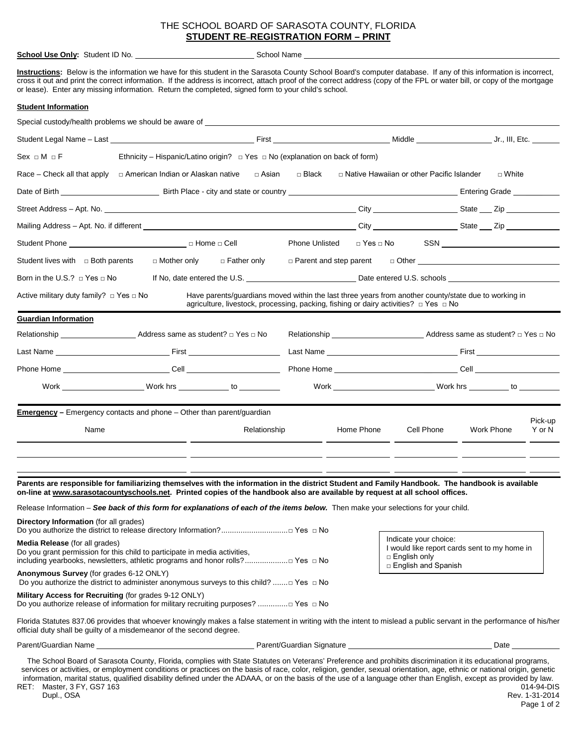# THE SCHOOL BOARD OF SARASOTA COUNTY, FLORIDA

## STUDENT RE–REGISTRATION FORM – PRINT

**School Use Only:** Student ID No. ____________________ School Name ____________________

**Instructions:** Below is the information we have for this student in the Sarasota County School Board's computer database. If any of this information is incorrect, cross it out and print the correct information. If the address is incorrect, attach proof of the correct address (copy of the FPL or water bill, or copy of the mortgage or lease). Enter any missing information. Return the completed, signed form to your child's school.

### Student Information

Special custody/health problems we should be aware of ____________________

Student Legal Name – Last ____________________ First ____________________ Middle ____________________ Jr., III, Etc. ______

Sex □ M □ F    Ethnicity – Hispanic/Latino origin? □ Yes □ No (explanation on back of form)

Race – Check all that apply □ American Indian or Alaskan native □ Asian □ Black □ Native Hawaiian or other Pacific Islander □ White

Date of Birth ____________________ Birth Place - city and state or country ____________________ Entering Grade __________

Street Address – Apt. No. ____________________ City ____________________ State ___ Zip __________

Mailing Address – Apt. No. if different ____________________ City ____________________ State ___ Zip __________

Student Phone ____________________ □ Home □ Cell    Phone Unlisted □ Yes □ No    SSN ____________________

Student lives with □ Both parents □ Mother only □ Father only □ Parent and step parent □ Other ____________________

Born in the U.S.? □ Yes □ No    If No, date entered the U.S. ____________________ Date entered U.S. schools ____________________

Active military duty family? □ Yes □ No    Have parents/guardians moved within the last three years from another county/state due to working in agriculture, livestock, processing, packing, fishing or dairy activities? □ Yes □ No

### Guardian Information

| | |
|---|---|
| Relationship __________ Address same as student? □ Yes □ No | Relationship __________ Address same as student? □ Yes □ No |
| Last Name __________ First __________ | Last Name __________ First __________ |
| Phone Home __________ Cell __________ | Phone Home __________ Cell __________ |
| Work __________ Work hrs __________ to __________ | Work __________ Work hrs __________ to __________ |

**Emergency** – Emergency contacts and phone – Other than parent/guardian

| Name | Relationship | Home Phone | Cell Phone | Work Phone | Pick-up Y or N |
|---|---|---|---|---|---|
| | | | | | |
| | | | | | |
| | | | | | |

**Parents are responsible for familiarizing themselves with the information in the district Student and Family Handbook. The handbook is available on-line at www.sarasotacountyschools.net. Printed copies of the handbook also are available by request at all school offices.**

Release Information – ***See back of this form for explanations of each of the items below.*** Then make your selections for your child.

**Directory Information** (for all grades)
Do you authorize the district to release directory Information?............................... □ Yes □ No

**Media Release** (for all grades)
Do you grant permission for this child to participate in media activities, including yearbooks, newsletters, athletic programs and honor rolls?.................... □ Yes □ No

**Anonymous Survey** (for grades 6-12 ONLY)
Do you authorize the district to administer anonymous surveys to this child? ....... □ Yes □ No

**Military Access for Recruiting** (for grades 9-12 ONLY)
Do you authorize release of information for military recruiting purposes? ............. □ Yes □ No

Indicate your choice:
I would like report cards sent to my home in
□ English only
□ English and Spanish

Florida Statutes 837.06 provides that whoever knowingly makes a false statement in writing with the intent to mislead a public servant in the performance of his/her official duty shall be guilty of a misdemeanor of the second degree.

Parent/Guardian Name ____________________ Parent/Guardian Signature ____________________ Date __________

The School Board of Sarasota County, Florida, complies with State Statutes on Veterans' Preference and prohibits discrimination it its educational programs, services or activities, or employment conditions or practices on the basis of race, color, religion, gender, sexual orientation, age, ethnic or national origin, genetic information, marital status, qualified disability defined under the ADAAA, or on the basis of the use of a language other than English, except as provided by law.

RET: Master, 3 FY, GS7 163
Dupl., OSA

014-94-DIS
Rev. 1-31-2014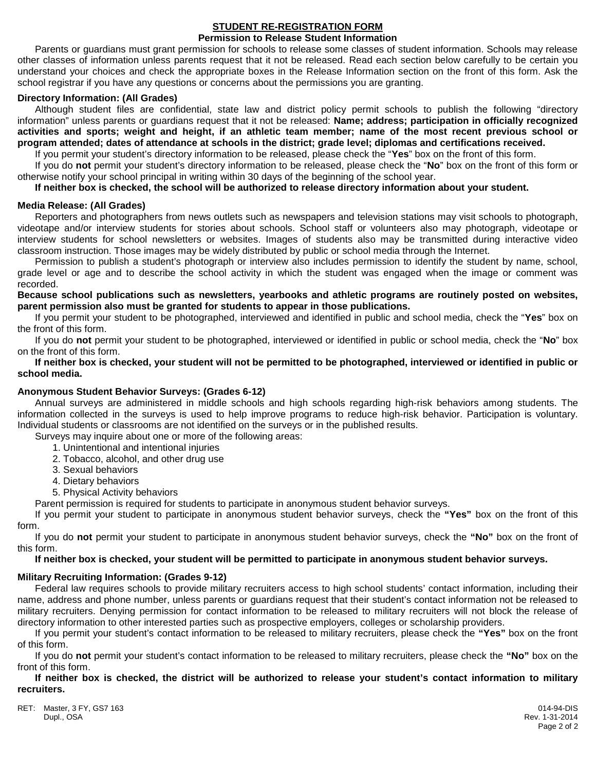# STUDENT RE-REGISTRATION FORM

## Permission to Release Student Information

Parents or guardians must grant permission for schools to release some classes of student information. Schools may release other classes of information unless parents request that it not be released. Read each section below carefully to be certain you understand your choices and check the appropriate boxes in the Release Information section on the front of this form. Ask the school registrar if you have any questions or concerns about the permissions you are granting.

### Directory Information: (All Grades)

Although student files are confidential, state law and district policy permit schools to publish the following "directory information" unless parents or guardians request that it not be released: **Name; address; participation in officially recognized activities and sports; weight and height, if an athletic team member; name of the most recent previous school or program attended; dates of attendance at schools in the district; grade level; diplomas and certifications received.**

If you permit your student's directory information to be released, please check the "**Yes**" box on the front of this form.

If you do **not** permit your student's directory information to be released, please check the "**No**" box on the front of this form or otherwise notify your school principal in writing within 30 days of the beginning of the school year.

**If neither box is checked, the school will be authorized to release directory information about your student.**

### Media Release: (All Grades)

Reporters and photographers from news outlets such as newspapers and television stations may visit schools to photograph, videotape and/or interview students for stories about schools. School staff or volunteers also may photograph, videotape or interview students for school newsletters or websites. Images of students also may be transmitted during interactive video classroom instruction. Those images may be widely distributed by public or school media through the Internet.

Permission to publish a student's photograph or interview also includes permission to identify the student by name, school, grade level or age and to describe the school activity in which the student was engaged when the image or comment was recorded.

**Because school publications such as newsletters, yearbooks and athletic programs are routinely posted on websites, parent permission also must be granted for students to appear in those publications.**

If you permit your student to be photographed, interviewed and identified in public and school media, check the "**Yes**" box on the front of this form.

If you do **not** permit your student to be photographed, interviewed or identified in public or school media, check the "**No**" box on the front of this form.

**If neither box is checked, your student will not be permitted to be photographed, interviewed or identified in public or school media.**

### Anonymous Student Behavior Surveys: (Grades 6-12)

Annual surveys are administered in middle schools and high schools regarding high-risk behaviors among students. The information collected in the surveys is used to help improve programs to reduce high-risk behavior. Participation is voluntary. Individual students or classrooms are not identified on the surveys or in the published results.

Surveys may inquire about one or more of the following areas:

1. Unintentional and intentional injuries
2. Tobacco, alcohol, and other drug use
3. Sexual behaviors
4. Dietary behaviors
5. Physical Activity behaviors

Parent permission is required for students to participate in anonymous student behavior surveys.

If you permit your student to participate in anonymous student behavior surveys, check the **"Yes"** box on the front of this form.

If you do **not** permit your student to participate in anonymous student behavior surveys, check the **"No"** box on the front of this form.

**If neither box is checked, your student will be permitted to participate in anonymous student behavior surveys.**

### Military Recruiting Information: (Grades 9-12)

Federal law requires schools to provide military recruiters access to high school students' contact information, including their name, address and phone number, unless parents or guardians request that their student's contact information not be released to military recruiters. Denying permission for contact information to be released to military recruiters will not block the release of directory information to other interested parties such as prospective employers, colleges or scholarship providers.

If you permit your student's contact information to be released to military recruiters, please check the **"Yes"** box on the front of this form.

If you do **not** permit your student's contact information to be released to military recruiters, please check the **"No"** box on the front of this form.

**If neither box is checked, the district will be authorized to release your student's contact information to military recruiters.**

RET: Master, 3 FY, GS7 163
Dupl., OSA

014-94-DIS
Rev. 1-31-2014